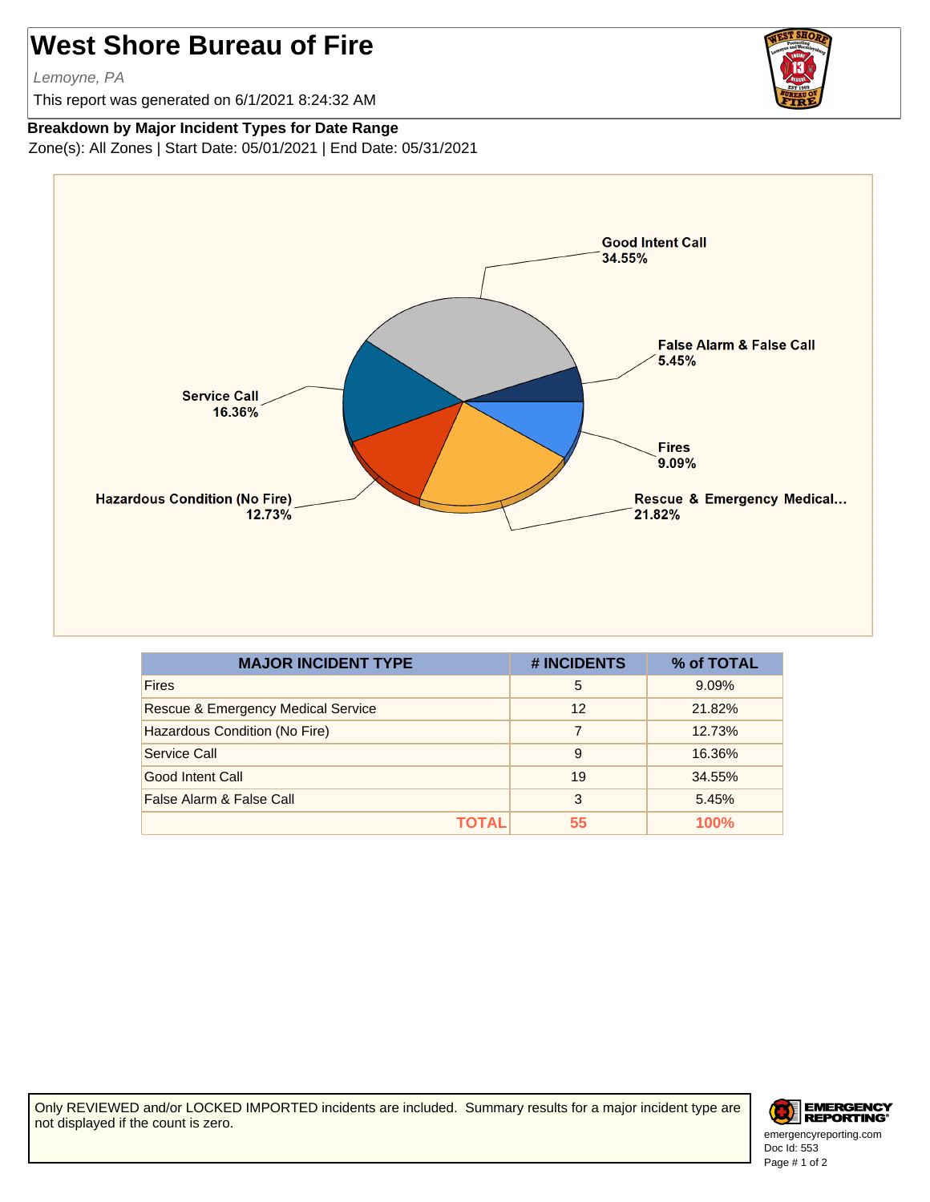# West Shore Bureau of Fire

*Lemoyne, PA*

This report was generated on 6/1/2021 8:24:32 AM

**Breakdown by Major Incident Types for Date Range**

Zone(s): All Zones | Start Date: 05/01/2021 | End Date: 05/31/2021

| MAJOR INCIDENT TYPE | # INCIDENTS | % of TOTAL |
|---|---|---|
| Fires | 5 | 9.09% |
| Rescue & Emergency Medical Service | 12 | 21.82% |
| Hazardous Condition (No Fire) | 7 | 12.73% |
| Service Call | 9 | 16.36% |
| Good Intent Call | 19 | 34.55% |
| False Alarm & False Call | 3 | 5.45% |
| **TOTAL** | **55** | **100%** |

Only REVIEWED and/or LOCKED IMPORTED incidents are included. Summary results for a major incident type are not displayed if the count is zero.

emergencyreporting.com
Doc Id: 553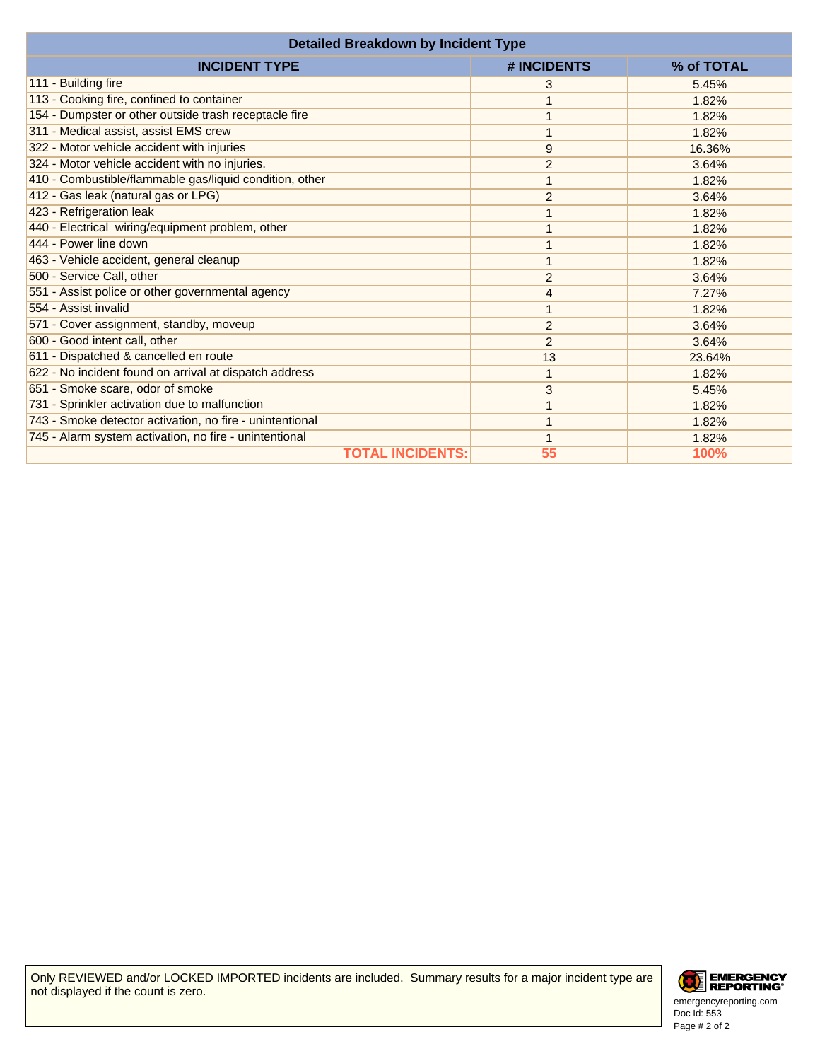## Detailed Breakdown by Incident Type

| INCIDENT TYPE | # INCIDENTS | % of TOTAL |
|---|---|---|
| 111 - Building fire | 3 | 5.45% |
| 113 - Cooking fire, confined to container | 1 | 1.82% |
| 154 - Dumpster or other outside trash receptacle fire | 1 | 1.82% |
| 311 - Medical assist, assist EMS crew | 1 | 1.82% |
| 322 - Motor vehicle accident with injuries | 9 | 16.36% |
| 324 - Motor vehicle accident with no injuries. | 2 | 3.64% |
| 410 - Combustible/flammable gas/liquid condition, other | 1 | 1.82% |
| 412 - Gas leak (natural gas or LPG) | 2 | 3.64% |
| 423 - Refrigeration leak | 1 | 1.82% |
| 440 - Electrical wiring/equipment problem, other | 1 | 1.82% |
| 444 - Power line down | 1 | 1.82% |
| 463 - Vehicle accident, general cleanup | 1 | 1.82% |
| 500 - Service Call, other | 2 | 3.64% |
| 551 - Assist police or other governmental agency | 4 | 7.27% |
| 554 - Assist invalid | 1 | 1.82% |
| 571 - Cover assignment, standby, moveup | 2 | 3.64% |
| 600 - Good intent call, other | 2 | 3.64% |
| 611 - Dispatched & cancelled en route | 13 | 23.64% |
| 622 - No incident found on arrival at dispatch address | 1 | 1.82% |
| 651 - Smoke scare, odor of smoke | 3 | 5.45% |
| 731 - Sprinkler activation due to malfunction | 1 | 1.82% |
| 743 - Smoke detector activation, no fire - unintentional | 1 | 1.82% |
| 745 - Alarm system activation, no fire - unintentional | 1 | 1.82% |
| **TOTAL INCIDENTS:** | **55** | **100%** |

Only REVIEWED and/or LOCKED IMPORTED incidents are included. Summary results for a major incident type are not displayed if the count is zero.

EMERGENCY REPORTING®
emergencyreporting.com
Doc Id: 553